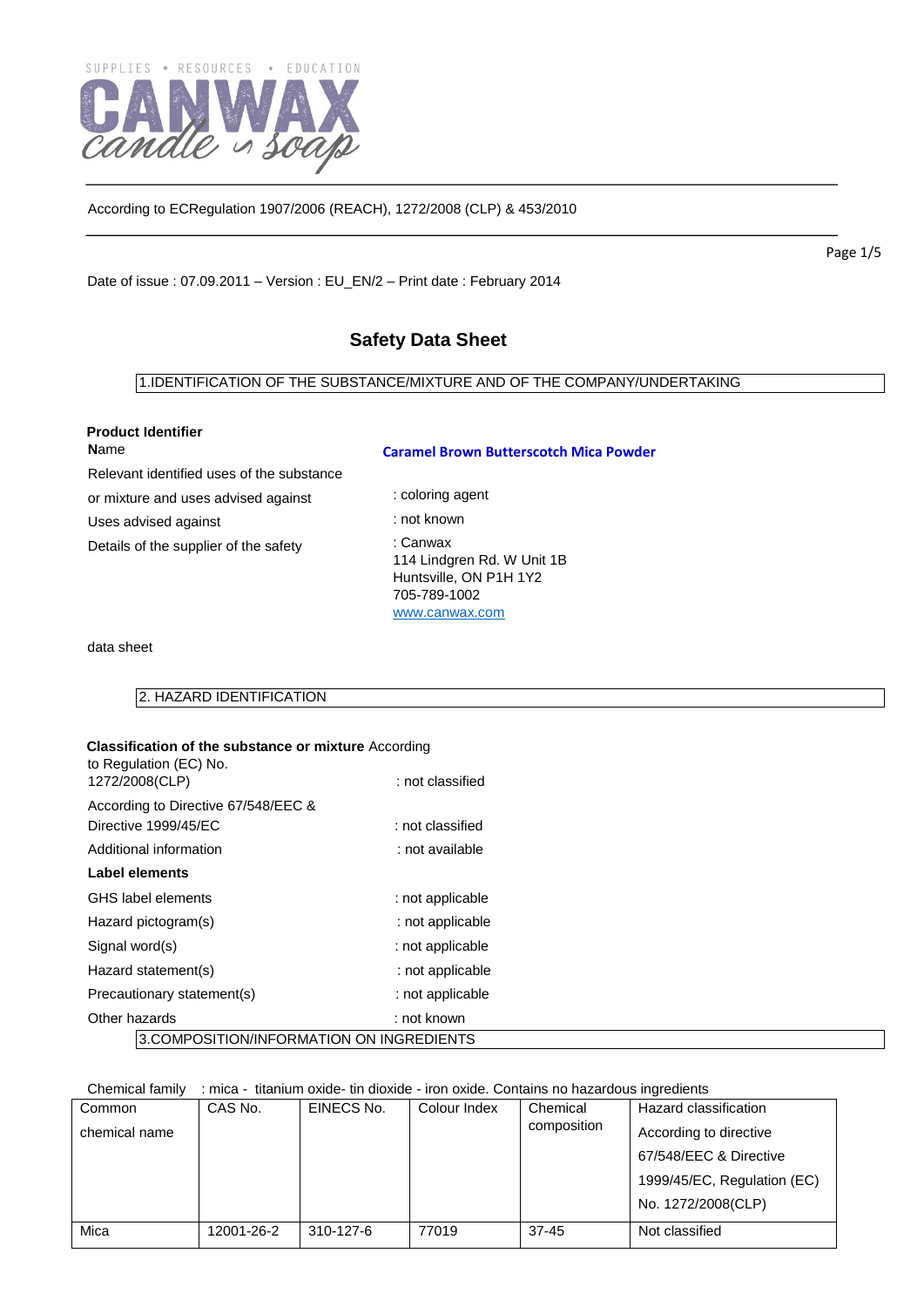SUPPLIES • RESOURCES • EDUCATION

CANWAX candle & soap

According to ECRegulation 1907/2006 (REACH), 1272/2008 (CLP) & 453/2010

Date of issue : 07.09.2011 – Version : EU_EN/2 – Print date : February 2014

# Safety Data Sheet

## 1.IDENTIFICATION OF THE SUBSTANCE/MIXTURE AND OF THE COMPANY/UNDERTAKING

**Product Identifier**

**N**ame — **Caramel Brown Butterscotch Mica Powder**

Relevant identified uses of the substance or mixture and uses advised against : coloring agent

Uses advised against : not known

Details of the supplier of the safety data sheet : Canwax
114 Lindgren Rd. W Unit 1B
Huntsville, ON P1H 1Y2
705-789-1002
www.canwax.com

## 2. HAZARD IDENTIFICATION

**Classification of the substance or mixture** According to Regulation (EC) No. 1272/2008(CLP) : not classified

According to Directive 67/548/EEC & Directive 1999/45/EC : not classified

Additional information : not available

**Label elements**

GHS label elements : not applicable

Hazard pictogram(s) : not applicable

Signal word(s) : not applicable

Hazard statement(s) : not applicable

Precautionary statement(s) : not applicable

Other hazards : not known

## 3.COMPOSITION/INFORMATION ON INGREDIENTS

Chemical family : mica - titanium oxide- tin dioxide - iron oxide. Contains no hazardous ingredients

| Common chemical name | CAS No. | EINECS No. | Colour Index | Chemical composition | Hazard classification According to directive 67/548/EEC & Directive 1999/45/EC, Regulation (EC) No. 1272/2008(CLP) |
|---|---|---|---|---|---|
| Mica | 12001-26-2 | 310-127-6 | 77019 | 37-45 | Not classified |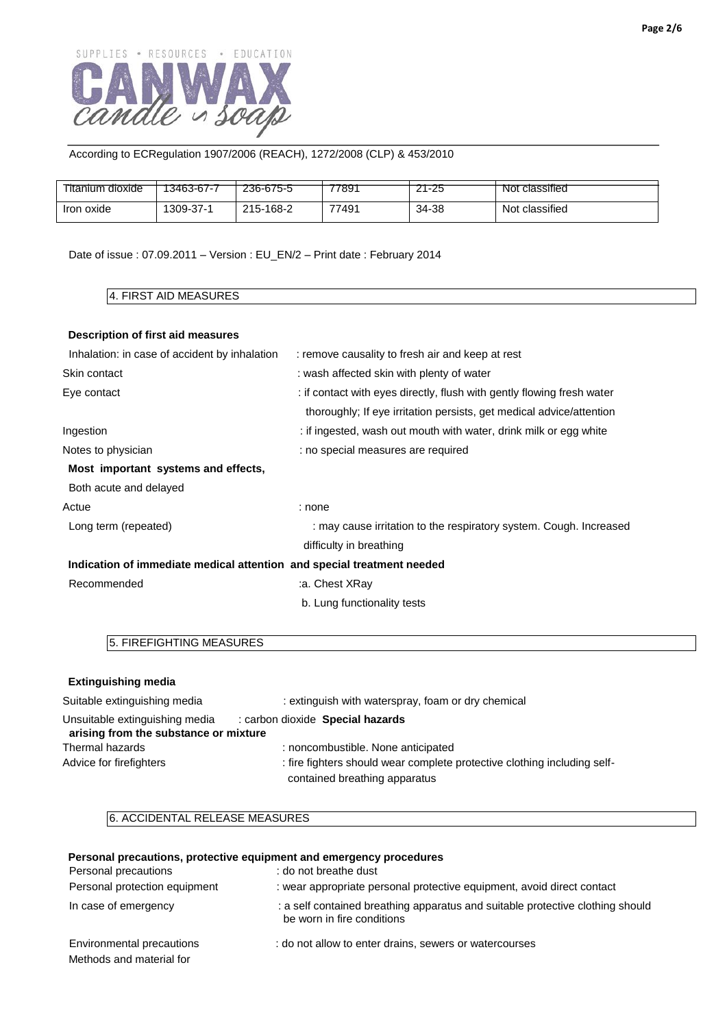According to ECRegulation 1907/2006 (REACH), 1272/2008 (CLP) & 453/2010

| Titanium dioxide | 13463-67-7 | 236-675-5 | 77891 | 21-25 | Not classified |
|---|---|---|---|---|---|
| Iron oxide | 1309-37-1 | 215-168-2 | 77491 | 34-38 | Not classified |

Date of issue : 07.09.2011 – Version : EU_EN/2 – Print date : February 2014

## 4. FIRST AID MEASURES

**Description of first aid measures**

Inhalation: in case of accident by inhalation : remove causality to fresh air and keep at rest

Skin contact : wash affected skin with plenty of water

Eye contact : if contact with eyes directly, flush with gently flowing fresh water thoroughly; If eye irritation persists, get medical advice/attention

Ingestion : if ingested, wash out mouth with water, drink milk or egg white

Notes to physician : no special measures are required

**Most important systems and effects,**

Both acute and delayed

Actue : none

Long term (repeated) : may cause irritation to the respiratory system. Cough. Increased difficulty in breathing

**Indication of immediate medical attention and special treatment needed**

Recommended :a. Chest XRay

b. Lung functionality tests

## 5. FIREFIGHTING MEASURES

**Extinguishing media**

Suitable extinguishing media : extinguish with waterspray, foam or dry chemical

Unsuitable extinguishing media : carbon dioxide

**Special hazards arising from the substance or mixture**

Thermal hazards : noncombustible. None anticipated

Advice for firefighters : fire fighters should wear complete protective clothing including self-contained breathing apparatus

## 6. ACCIDENTAL RELEASE MEASURES

**Personal precautions, protective equipment and emergency procedures**

Personal precautions : do not breathe dust

Personal protection equipment : wear appropriate personal protective equipment, avoid direct contact

In case of emergency : a self contained breathing apparatus and suitable protective clothing should be worn in fire conditions

Environmental precautions : do not allow to enter drains, sewers or watercourses

Methods and material for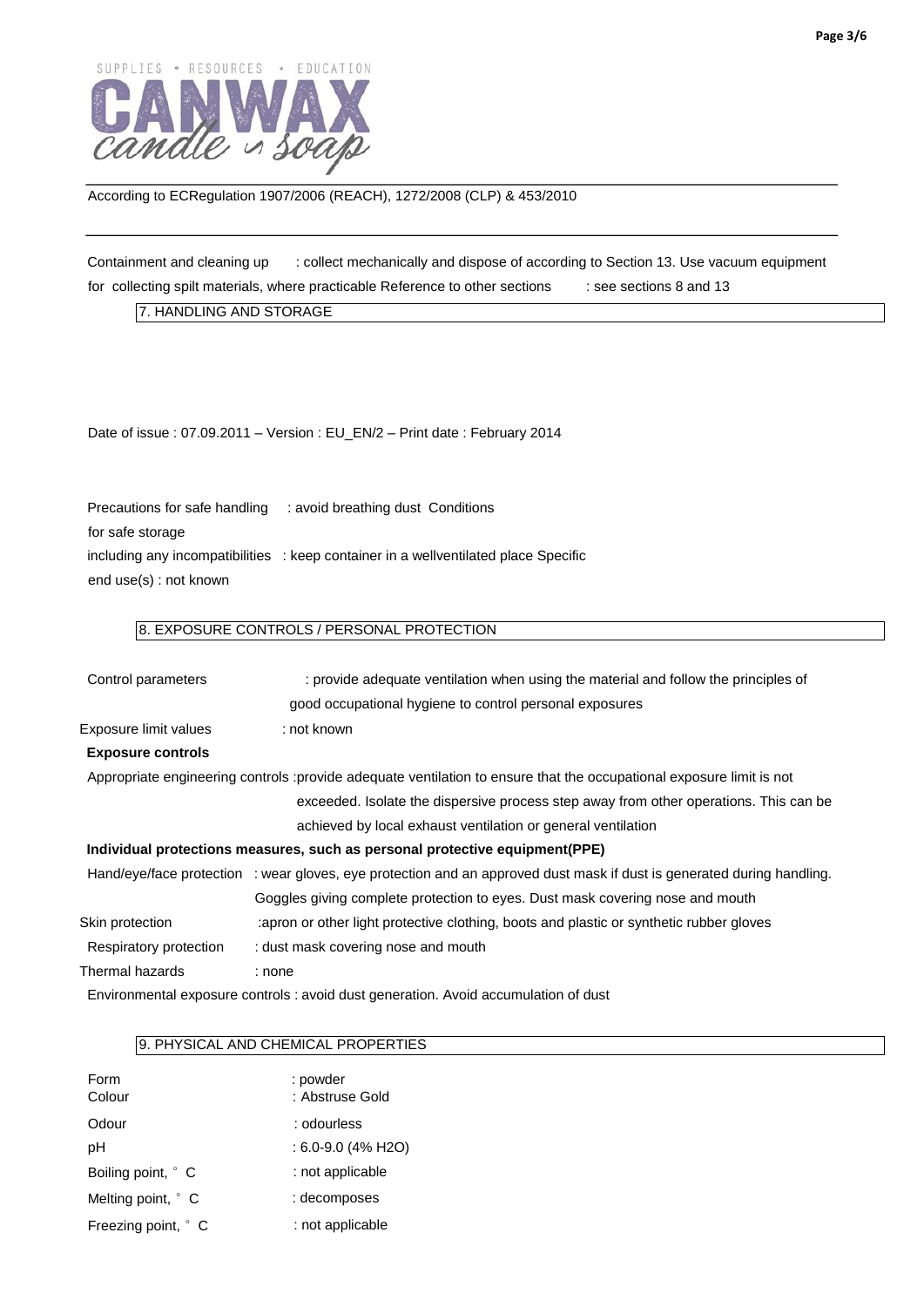According to ECRegulation 1907/2006 (REACH), 1272/2008 (CLP) & 453/2010

Containment and cleaning up : collect mechanically and dispose of according to Section 13. Use vacuum equipment for collecting spilt materials, where practicable Reference to other sections : see sections 8 and 13

## 7. HANDLING AND STORAGE

Date of issue : 07.09.2011 – Version : EU_EN/2 – Print date : February 2014

Precautions for safe handling : avoid breathing dust Conditions for safe storage including any incompatibilities : keep container in a wellventilated place Specific end use(s) : not known

## 8. EXPOSURE CONTROLS / PERSONAL PROTECTION

Control parameters : provide adequate ventilation when using the material and follow the principles of good occupational hygiene to control personal exposures

Exposure limit values : not known

**Exposure controls**

Appropriate engineering controls :provide adequate ventilation to ensure that the occupational exposure limit is not exceeded. Isolate the dispersive process step away from other operations. This can be achieved by local exhaust ventilation or general ventilation

**Individual protections measures, such as personal protective equipment(PPE)**

Hand/eye/face protection : wear gloves, eye protection and an approved dust mask if dust is generated during handling. Goggles giving complete protection to eyes. Dust mask covering nose and mouth

Skin protection :apron or other light protective clothing, boots and plastic or synthetic rubber gloves

Respiratory protection : dust mask covering nose and mouth

Thermal hazards : none

Environmental exposure controls : avoid dust generation. Avoid accumulation of dust

## 9. PHYSICAL AND CHEMICAL PROPERTIES

| | |
|---|---|
| Form | : powder |
| Colour | : Abstruse Gold |
| Odour | : odourless |
| pH | : 6.0-9.0 (4% $H_2O$) |
| Boiling point, ° C | : not applicable |
| Melting point, ° C | : decomposes |
| Freezing point, ° C | : not applicable |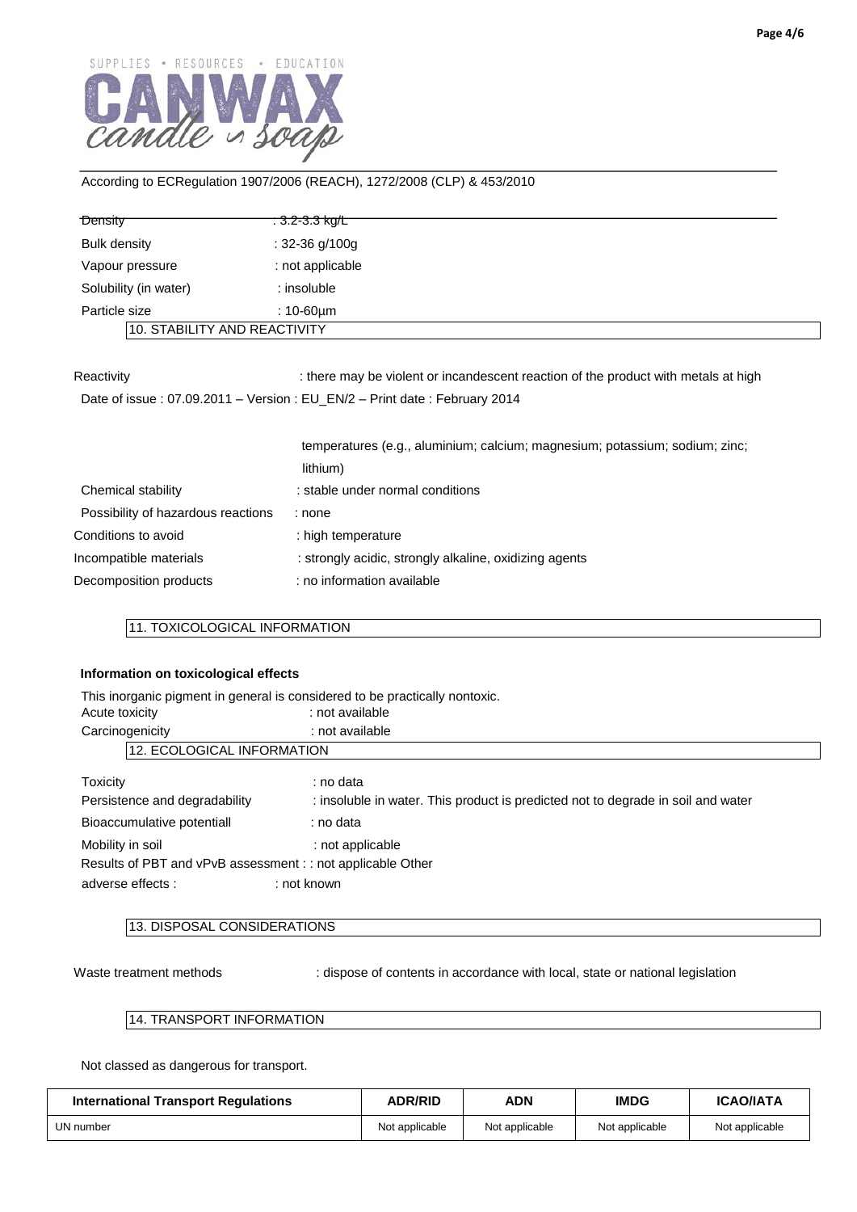According to ECRegulation 1907/2006 (REACH), 1272/2008 (CLP) & 453/2010

~~Density : 3.2-3.3 kg/L~~

Bulk density : 32-36 g/100g

Vapour pressure : not applicable

Solubility (in water) : insoluble

Particle size : 10-60µm

## 10. STABILITY AND REACTIVITY

Reactivity : there may be violent or incandescent reaction of the product with metals at high

Date of issue : 07.09.2011 – Version : EU_EN/2 – Print date : February 2014

temperatures (e.g., aluminium; calcium; magnesium; potassium; sodium; zinc; lithium)

Chemical stability : stable under normal conditions

Possibility of hazardous reactions : none

Conditions to avoid : high temperature

Incompatible materials : strongly acidic, strongly alkaline, oxidizing agents

Decomposition products : no information available

## 11. TOXICOLOGICAL INFORMATION

**Information on toxicological effects**

This inorganic pigment in general is considered to be practically nontoxic.

Acute toxicity : not available

Carcinogenicity : not available

## 12. ECOLOGICAL INFORMATION

Toxicity : no data

Persistence and degradability : insoluble in water. This product is predicted not to degrade in soil and water

Bioaccumulative potentiall : no data

Mobility in soil : not applicable

Results of PBT and vPvB assessment : : not applicable Other adverse effects : : not known

## 13. DISPOSAL CONSIDERATIONS

Waste treatment methods : dispose of contents in accordance with local, state or national legislation

## 14. TRANSPORT INFORMATION

Not classed as dangerous for transport.

| International Transport Regulations | ADR/RID | ADN | IMDG | ICAO/IATA |
|---|---|---|---|---|
| UN number | Not applicable | Not applicable | Not applicable | Not applicable |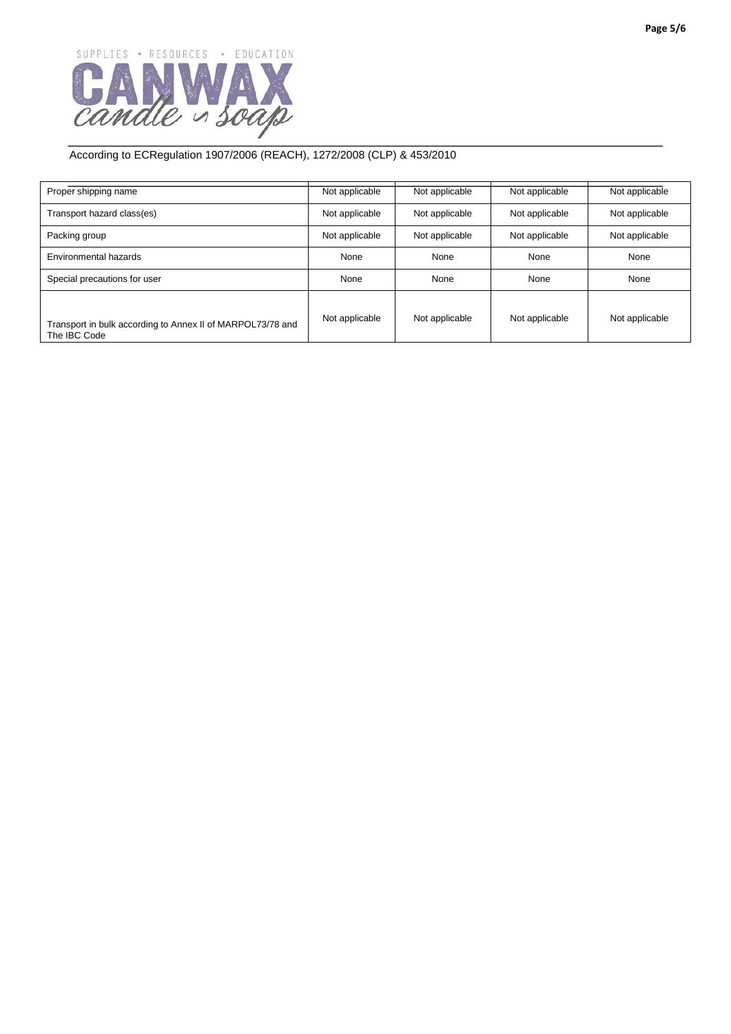According to ECRegulation 1907/2006 (REACH), 1272/2008 (CLP) & 453/2010

| | | | | |
|---|---|---|---|---|
| Proper shipping name | Not applicable | Not applicable | Not applicable | Not applicable |
| Transport hazard class(es) | Not applicable | Not applicable | Not applicable | Not applicable |
| Packing group | Not applicable | Not applicable | Not applicable | Not applicable |
| Environmental hazards | None | None | None | None |
| Special precautions for user | None | None | None | None |
| Transport in bulk according to Annex II of MARPOL73/78 and The IBC Code | Not applicable | Not applicable | Not applicable | Not applicable |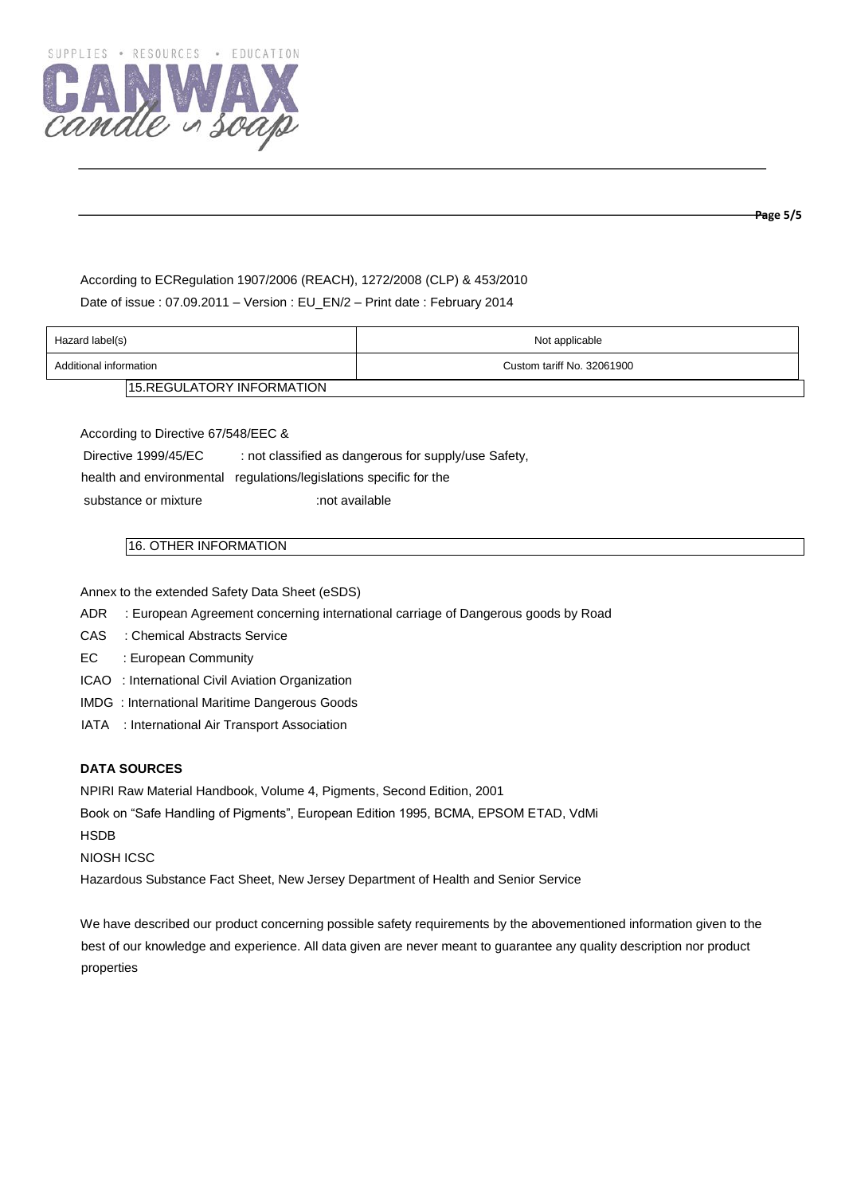According to ECRegulation 1907/2006 (REACH), 1272/2008 (CLP) & 453/2010

Date of issue : 07.09.2011 – Version : EU_EN/2 – Print date : February 2014

| | |
|---|---|
| Hazard label(s) | Not applicable |
| Additional information | Custom tariff No. 32061900 |

## 15.REGULATORY INFORMATION

According to Directive 67/548/EEC &

Directive 1999/45/EC : not classified as dangerous for supply/use Safety,

health and environmental regulations/legislations specific for the

substance or mixture :not available

## 16. OTHER INFORMATION

Annex to the extended Safety Data Sheet (eSDS)

ADR : European Agreement concerning international carriage of Dangerous goods by Road

CAS : Chemical Abstracts Service

EC : European Community

ICAO : International Civil Aviation Organization

IMDG : International Maritime Dangerous Goods

IATA : International Air Transport Association

**DATA SOURCES**

NPIRI Raw Material Handbook, Volume 4, Pigments, Second Edition, 2001

Book on "Safe Handling of Pigments", European Edition 1995, BCMA, EPSOM ETAD, VdMi

HSDB

NIOSH ICSC

Hazardous Substance Fact Sheet, New Jersey Department of Health and Senior Service

We have described our product concerning possible safety requirements by the abovementioned information given to the best of our knowledge and experience. All data given are never meant to guarantee any quality description nor product properties